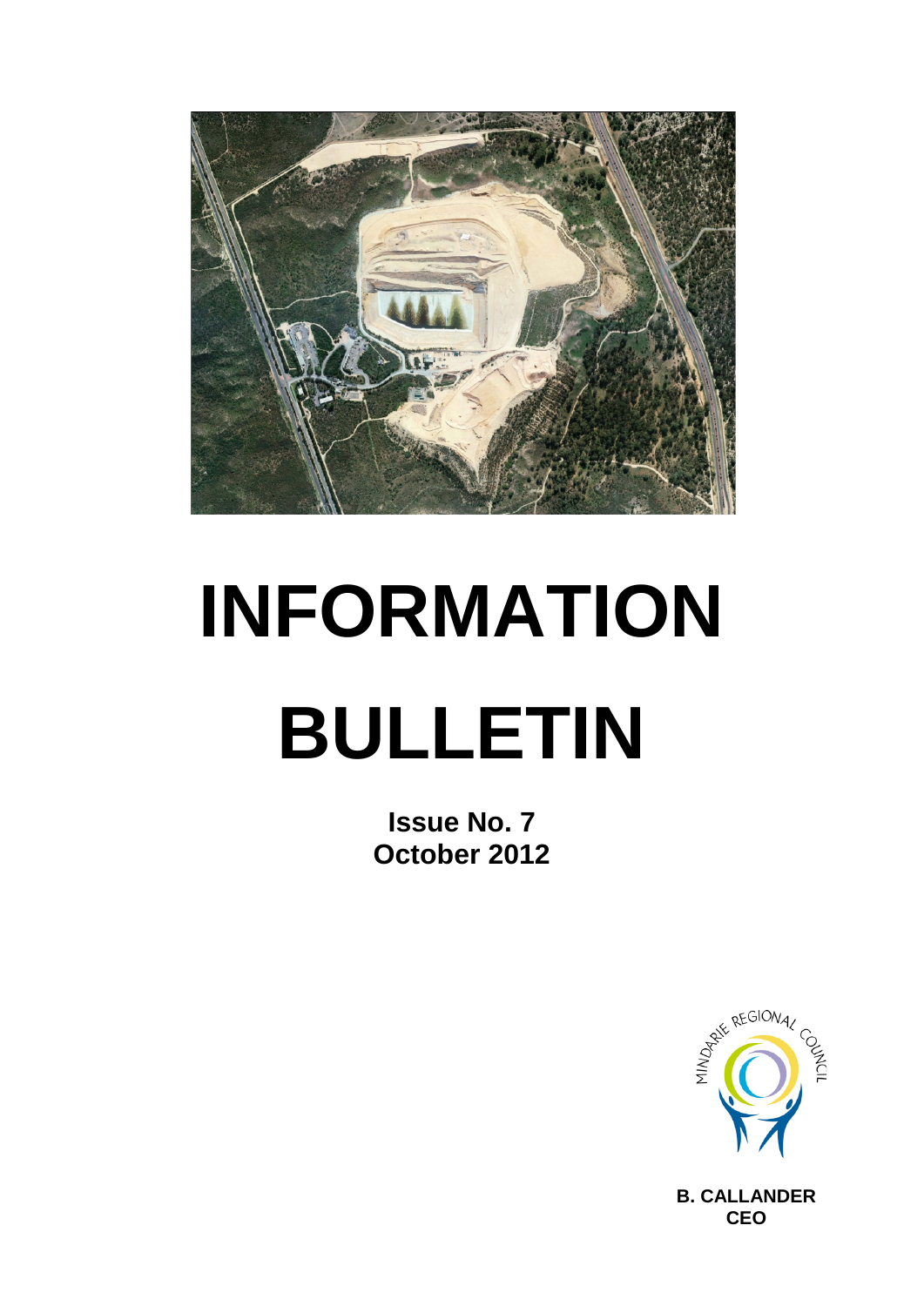# INFORMATION BULLETIN

**Issue No. 7**
**October 2012**

MINDARIE REGIONAL COUNCIL

**B. CALLANDER**
**CEO**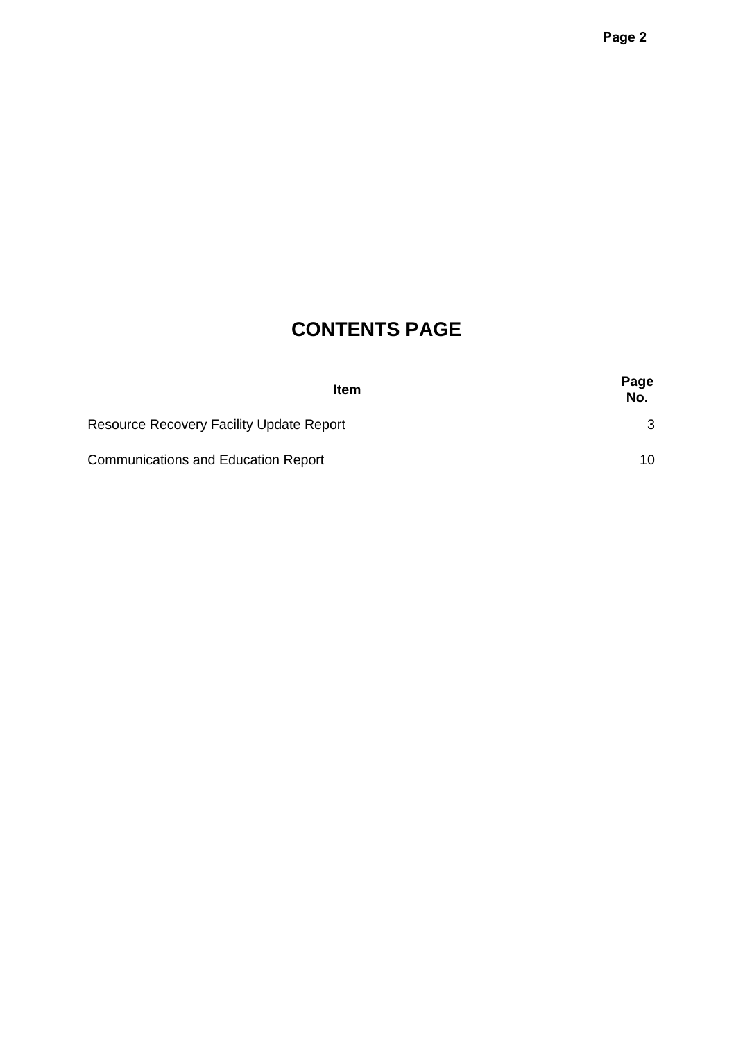# CONTENTS PAGE

| Item | Page No. |
| --- | --- |
| Resource Recovery Facility Update Report | 3 |
| Communications and Education Report | 10 |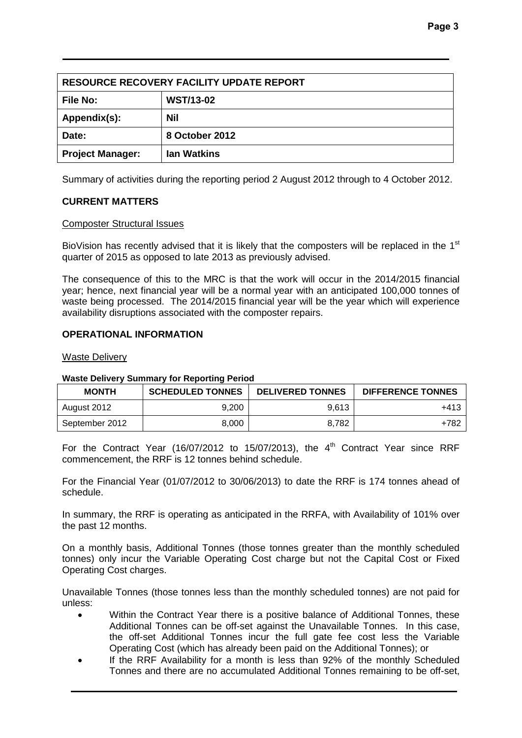| RESOURCE RECOVERY FACILITY UPDATE REPORT | |
|---|---|
| **File No:** | **WST/13-02** |
| **Appendix(s):** | **Nil** |
| **Date:** | **8 October 2012** |
| **Project Manager:** | **Ian Watkins** |

Summary of activities during the reporting period 2 August 2012 through to 4 October 2012.

## CURRENT MATTERS

Composter Structural Issues

BioVision has recently advised that it is likely that the composters will be replaced in the 1st quarter of 2015 as opposed to late 2013 as previously advised.

The consequence of this to the MRC is that the work will occur in the 2014/2015 financial year; hence, next financial year will be a normal year with an anticipated 100,000 tonnes of waste being processed. The 2014/2015 financial year will be the year which will experience availability disruptions associated with the composter repairs.

## OPERATIONAL INFORMATION

Waste Delivery

**Waste Delivery Summary for Reporting Period**

| MONTH | SCHEDULED TONNES | DELIVERED TONNES | DIFFERENCE TONNES |
|---|---|---|---|
| August 2012 | 9,200 | 9,613 | +413 |
| September 2012 | 8,000 | 8,782 | +782 |

For the Contract Year (16/07/2012 to 15/07/2013), the 4th Contract Year since RRF commencement, the RRF is 12 tonnes behind schedule.

For the Financial Year (01/07/2012 to 30/06/2013) to date the RRF is 174 tonnes ahead of schedule.

In summary, the RRF is operating as anticipated in the RRFA, with Availability of 101% over the past 12 months.

On a monthly basis, Additional Tonnes (those tonnes greater than the monthly scheduled tonnes) only incur the Variable Operating Cost charge but not the Capital Cost or Fixed Operating Cost charges.

Unavailable Tonnes (those tonnes less than the monthly scheduled tonnes) are not paid for unless:

- Within the Contract Year there is a positive balance of Additional Tonnes, these Additional Tonnes can be off-set against the Unavailable Tonnes. In this case, the off-set Additional Tonnes incur the full gate fee cost less the Variable Operating Cost (which has already been paid on the Additional Tonnes); or
- If the RRF Availability for a month is less than 92% of the monthly Scheduled Tonnes and there are no accumulated Additional Tonnes remaining to be off-set,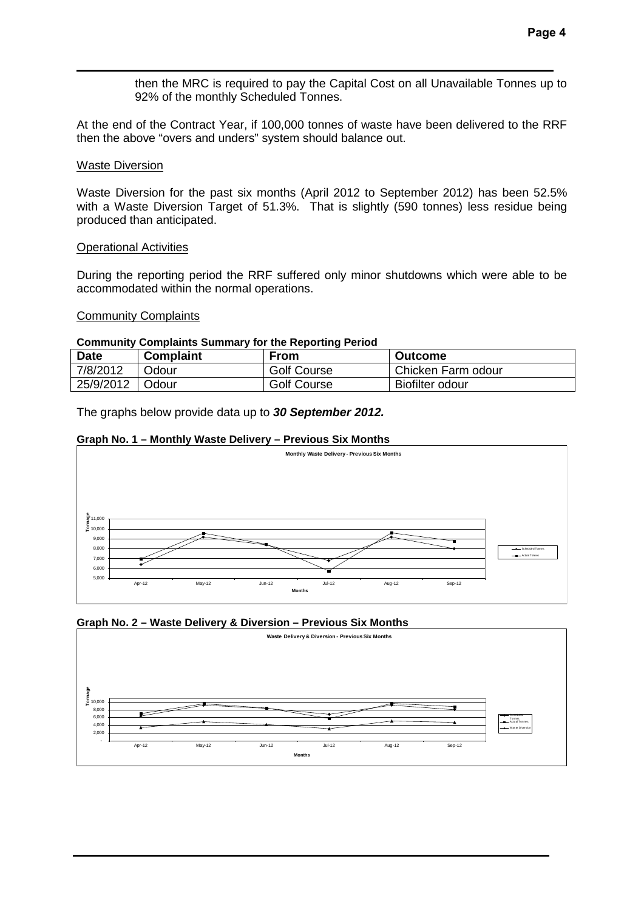then the MRC is required to pay the Capital Cost on all Unavailable Tonnes up to 92% of the monthly Scheduled Tonnes.

At the end of the Contract Year, if 100,000 tonnes of waste have been delivered to the RRF then the above "overs and unders" system should balance out.

Waste Diversion

Waste Diversion for the past six months (April 2012 to September 2012) has been 52.5% with a Waste Diversion Target of 51.3%. That is slightly (590 tonnes) less residue being produced than anticipated.

Operational Activities

During the reporting period the RRF suffered only minor shutdowns which were able to be accommodated within the normal operations.

Community Complaints

**Community Complaints Summary for the Reporting Period**

| Date | Complaint | From | Outcome |
|---|---|---|---|
| 7/8/2012 | Odour | Golf Course | Chicken Farm odour |
| 25/9/2012 | Odour | Golf Course | Biofilter odour |

The graphs below provide data up to ***30 September 2012.***

**Graph No. 1 – Monthly Waste Delivery – Previous Six Months**

**Graph No. 2 – Waste Delivery & Diversion – Previous Six Months**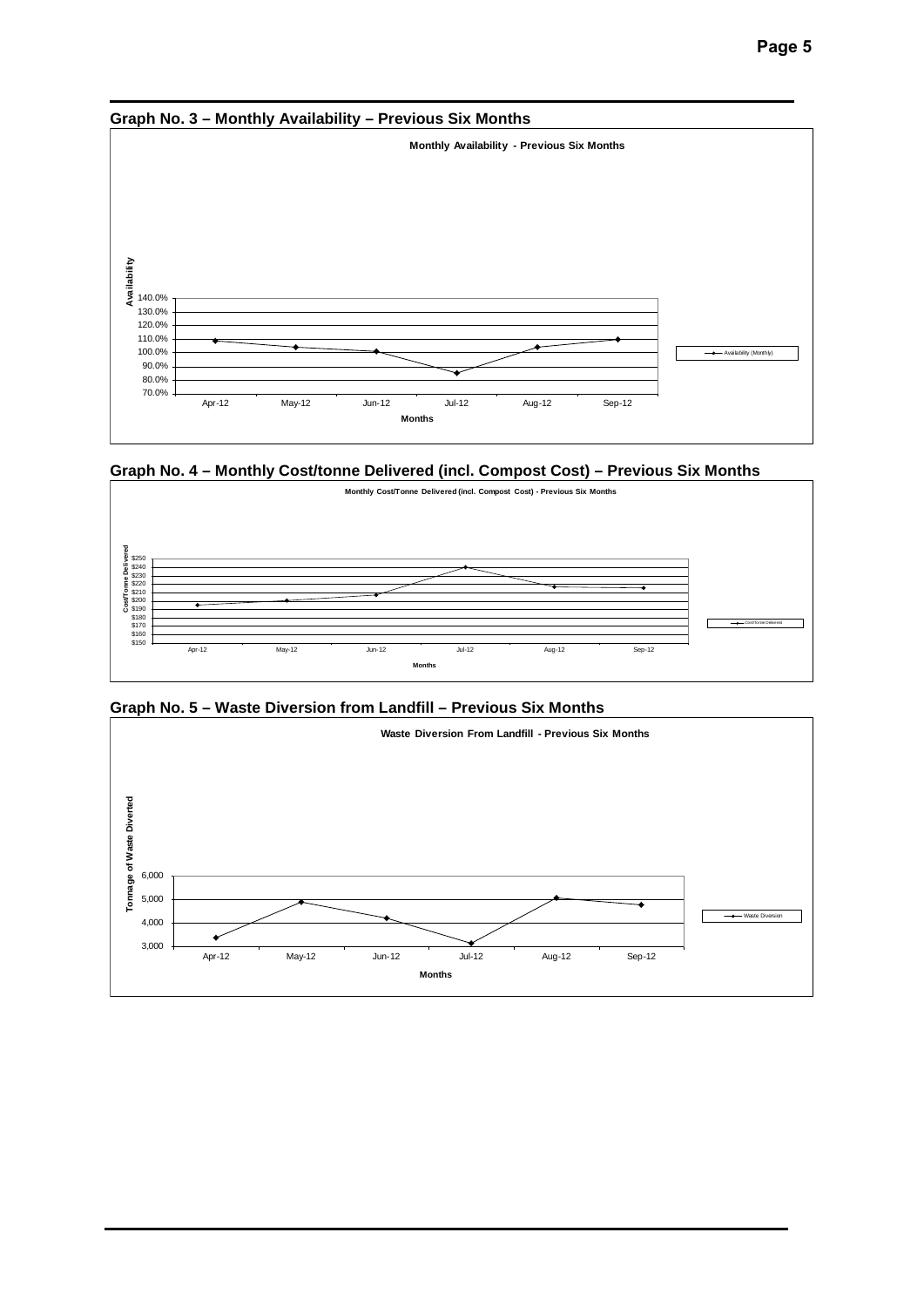## Graph No. 3 – Monthly Availability – Previous Six Months

## Graph No. 4 – Monthly Cost/tonne Delivered (incl. Compost Cost) – Previous Six Months

## Graph No. 5 – Waste Diversion from Landfill – Previous Six Months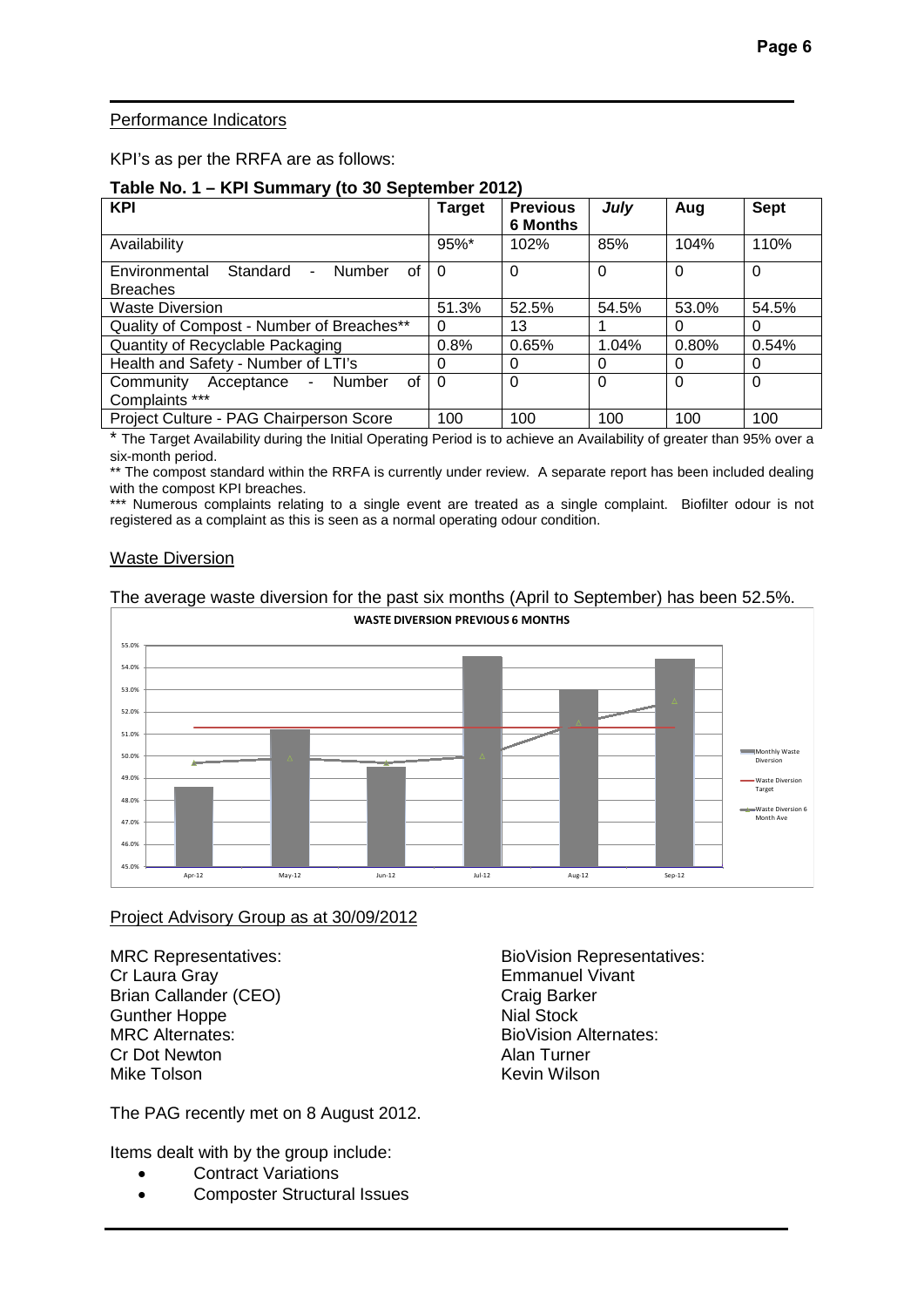### Performance Indicators

KPI's as per the RRFA are as follows:

**Table No. 1 – KPI Summary (to 30 September 2012)**

| KPI | Target | Previous 6 Months | *July* | Aug | Sept |
|---|---|---|---|---|---|
| Availability | 95%* | 102% | 85% | 104% | 110% |
| Environmental Standard - Number of Breaches | 0 | 0 | 0 | 0 | 0 |
| Waste Diversion | 51.3% | 52.5% | 54.5% | 53.0% | 54.5% |
| Quality of Compost - Number of Breaches** | 0 | 13 | 1 | 0 | 0 |
| Quantity of Recyclable Packaging | 0.8% | 0.65% | 1.04% | 0.80% | 0.54% |
| Health and Safety - Number of LTI's | 0 | 0 | 0 | 0 | 0 |
| Community Acceptance - Number of Complaints *** | 0 | 0 | 0 | 0 | 0 |
| Project Culture - PAG Chairperson Score | 100 | 100 | 100 | 100 | 100 |

\* The Target Availability during the Initial Operating Period is to achieve an Availability of greater than 95% over a six-month period.

\*\* The compost standard within the RRFA is currently under review. A separate report has been included dealing with the compost KPI breaches.

\*\*\* Numerous complaints relating to a single event are treated as a single complaint. Biofilter odour is not registered as a complaint as this is seen as a normal operating odour condition.

### Waste Diversion

The average waste diversion for the past six months (April to September) has been 52.5%.

**WASTE DIVERSION PREVIOUS 6 MONTHS**

### Project Advisory Group as at 30/09/2012

MRC Representatives:
Cr Laura Gray
Brian Callander (CEO)
Gunther Hoppe
MRC Alternates:
Cr Dot Newton
Mike Tolson

BioVision Representatives:
Emmanuel Vivant
Craig Barker
Nial Stock
BioVision Alternates:
Alan Turner
Kevin Wilson

The PAG recently met on 8 August 2012.

Items dealt with by the group include:

- Contract Variations
- Composter Structural Issues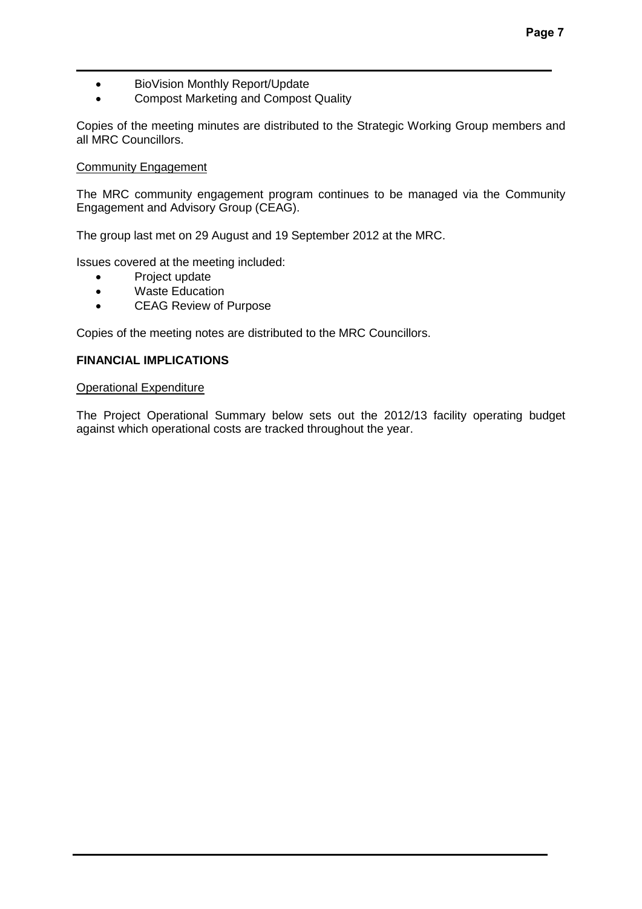- BioVision Monthly Report/Update
- Compost Marketing and Compost Quality

Copies of the meeting minutes are distributed to the Strategic Working Group members and all MRC Councillors.

Community Engagement

The MRC community engagement program continues to be managed via the Community Engagement and Advisory Group (CEAG).

The group last met on 29 August and 19 September 2012 at the MRC.

Issues covered at the meeting included:

- Project update
- Waste Education
- CEAG Review of Purpose

Copies of the meeting notes are distributed to the MRC Councillors.

**FINANCIAL IMPLICATIONS**

Operational Expenditure

The Project Operational Summary below sets out the 2012/13 facility operating budget against which operational costs are tracked throughout the year.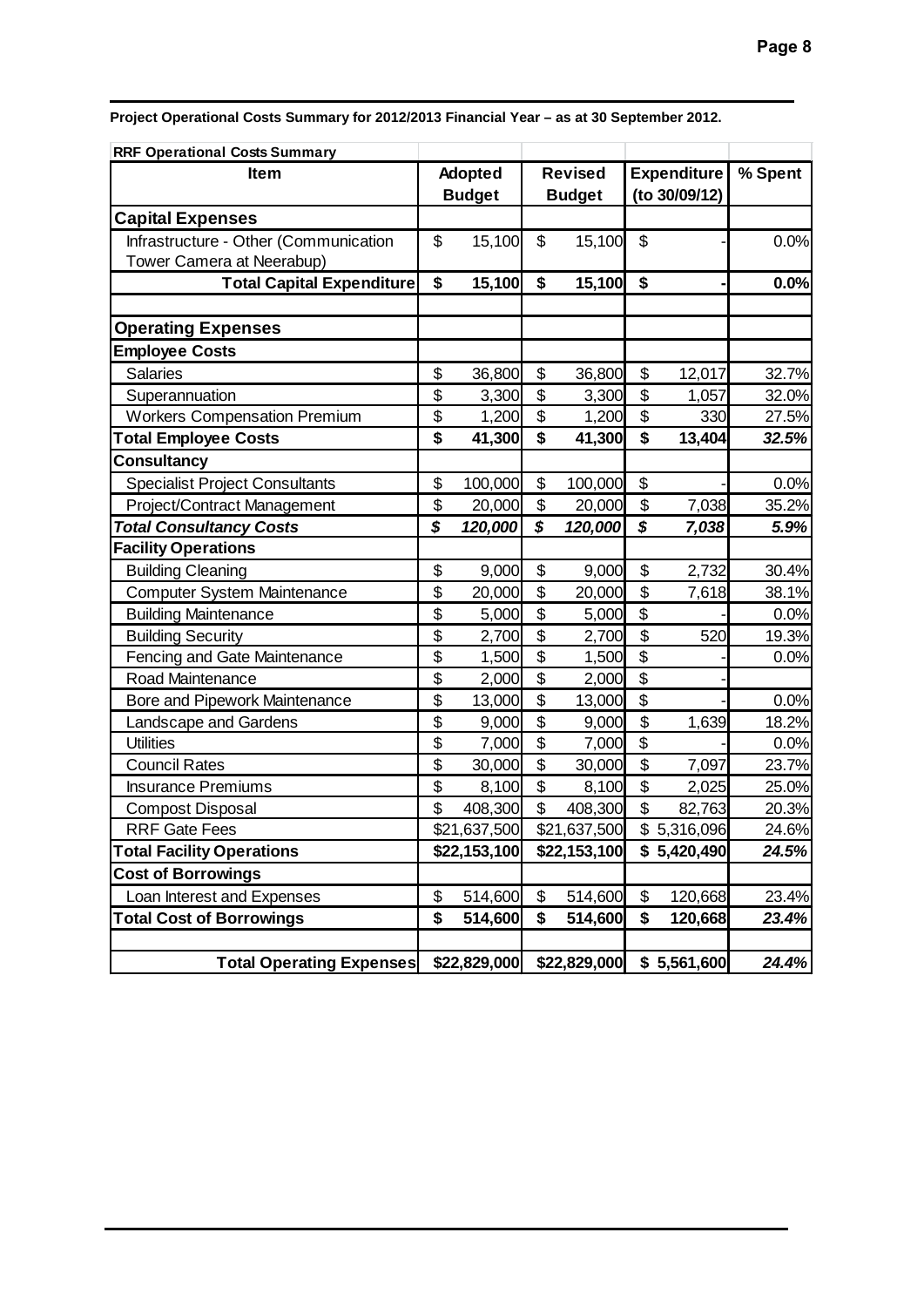**Project Operational Costs Summary for 2012/2013 Financial Year – as at 30 September 2012.**

| RRF Operational Costs Summary | | | | |
|---|---|---|---|---|
| **Item** | **Adopted Budget** | **Revised Budget** | **Expenditure (to 30/09/12)** | **% Spent** |
| **Capital Expenses** | | | | |
| Infrastructure - Other (Communication Tower Camera at Neerabup) | $ 15,100 | $ 15,100 | $ - | 0.0% |
| **Total Capital Expenditure** | **$ 15,100** | **$ 15,100** | **$ -** | **0.0%** |
| | | | | |
| **Operating Expenses** | | | | |
| **Employee Costs** | | | | |
| Salaries | $ 36,800 | $ 36,800 | $ 12,017 | 32.7% |
| Superannuation | $ 3,300 | $ 3,300 | $ 1,057 | 32.0% |
| Workers Compensation Premium | $ 1,200 | $ 1,200 | $ 330 | 27.5% |
| **Total Employee Costs** | **$ 41,300** | **$ 41,300** | **$ 13,404** | ***32.5%*** |
| **Consultancy** | | | | |
| Specialist Project Consultants | $ 100,000 | $ 100,000 | $ - | 0.0% |
| Project/Contract Management | $ 20,000 | $ 20,000 | $ 7,038 | 35.2% |
| ***Total Consultancy Costs*** | ***$ 120,000*** | ***$ 120,000*** | ***$ 7,038*** | ***5.9%*** |
| **Facility Operations** | | | | |
| Building Cleaning | $ 9,000 | $ 9,000 | $ 2,732 | 30.4% |
| Computer System Maintenance | $ 20,000 | $ 20,000 | $ 7,618 | 38.1% |
| Building Maintenance | $ 5,000 | $ 5,000 | $ - | 0.0% |
| Building Security | $ 2,700 | $ 2,700 | $ 520 | 19.3% |
| Fencing and Gate Maintenance | $ 1,500 | $ 1,500 | $ - | 0.0% |
| Road Maintenance | $ 2,000 | $ 2,000 | $ - | |
| Bore and Pipework Maintenance | $ 13,000 | $ 13,000 | $ - | 0.0% |
| Landscape and Gardens | $ 9,000 | $ 9,000 | $ 1,639 | 18.2% |
| Utilities | $ 7,000 | $ 7,000 | $ - | 0.0% |
| Council Rates | $ 30,000 | $ 30,000 | $ 7,097 | 23.7% |
| Insurance Premiums | $ 8,100 | $ 8,100 | $ 2,025 | 25.0% |
| Compost Disposal | $ 408,300 | $ 408,300 | $ 82,763 | 20.3% |
| RRF Gate Fees | $21,637,500 | $21,637,500 | $ 5,316,096 | 24.6% |
| **Total Facility Operations** | **$22,153,100** | **$22,153,100** | **$ 5,420,490** | ***24.5%*** |
| **Cost of Borrowings** | | | | |
| Loan Interest and Expenses | $ 514,600 | $ 514,600 | $ 120,668 | 23.4% |
| **Total Cost of Borrowings** | **$ 514,600** | **$ 514,600** | **$ 120,668** | ***23.4%*** |
| | | | | |
| **Total Operating Expenses** | **$22,829,000** | **$22,829,000** | **$ 5,561,600** | ***24.4%*** |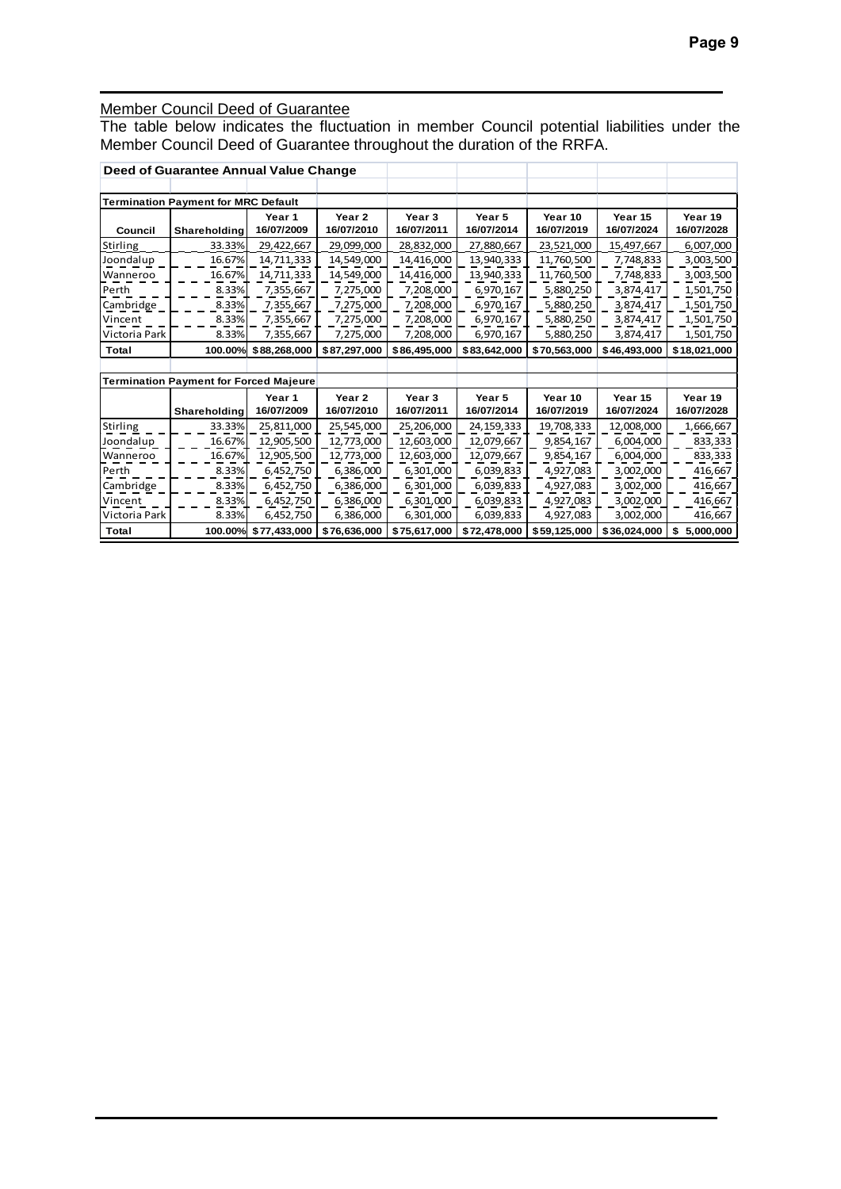## Member Council Deed of Guarantee

The table below indicates the fluctuation in member Council potential liabilities under the Member Council Deed of Guarantee throughout the duration of the RRFA.

**Deed of Guarantee Annual Value Change**

**Termination Payment for MRC Default**

| Council | Shareholding | Year 1 16/07/2009 | Year 2 16/07/2010 | Year 3 16/07/2011 | Year 5 16/07/2014 | Year 10 16/07/2019 | Year 15 16/07/2024 | Year 19 16/07/2028 |
|---|---|---|---|---|---|---|---|---|
| Stirling | 33.33% | 29,422,667 | 29,099,000 | 28,832,000 | 27,880,667 | 23,521,000 | 15,497,667 | 6,007,000 |
| Joondalup | 16.67% | 14,711,333 | 14,549,000 | 14,416,000 | 13,940,333 | 11,760,500 | 7,748,833 | 3,003,500 |
| Wanneroo | 16.67% | 14,711,333 | 14,549,000 | 14,416,000 | 13,940,333 | 11,760,500 | 7,748,833 | 3,003,500 |
| Perth | 8.33% | 7,355,667 | 7,275,000 | 7,208,000 | 6,970,167 | 5,880,250 | 3,874,417 | 1,501,750 |
| Cambridge | 8.33% | 7,355,667 | 7,275,000 | 7,208,000 | 6,970,167 | 5,880,250 | 3,874,417 | 1,501,750 |
| Vincent | 8.33% | 7,355,667 | 7,275,000 | 7,208,000 | 6,970,167 | 5,880,250 | 3,874,417 | 1,501,750 |
| Victoria Park | 8.33% | 7,355,667 | 7,275,000 | 7,208,000 | 6,970,167 | 5,880,250 | 3,874,417 | 1,501,750 |
| **Total** | **100.00%** | **$88,268,000** | **$87,297,000** | **$86,495,000** | **$83,642,000** | **$70,563,000** | **$46,493,000** | **$18,021,000** |

**Termination Payment for Forced Majeure**

| Council | Shareholding | Year 1 16/07/2009 | Year 2 16/07/2010 | Year 3 16/07/2011 | Year 5 16/07/2014 | Year 10 16/07/2019 | Year 15 16/07/2024 | Year 19 16/07/2028 |
|---|---|---|---|---|---|---|---|---|
| Stirling | 33.33% | 25,811,000 | 25,545,000 | 25,206,000 | 24,159,333 | 19,708,333 | 12,008,000 | 1,666,667 |
| Joondalup | 16.67% | 12,905,500 | 12,773,000 | 12,603,000 | 12,079,667 | 9,854,167 | 6,004,000 | 833,333 |
| Wanneroo | 16.67% | 12,905,500 | 12,773,000 | 12,603,000 | 12,079,667 | 9,854,167 | 6,004,000 | 833,333 |
| Perth | 8.33% | 6,452,750 | 6,386,000 | 6,301,000 | 6,039,833 | 4,927,083 | 3,002,000 | 416,667 |
| Cambridge | 8.33% | 6,452,750 | 6,386,000 | 6,301,000 | 6,039,833 | 4,927,083 | 3,002,000 | 416,667 |
| Vincent | 8.33% | 6,452,750 | 6,386,000 | 6,301,000 | 6,039,833 | 4,927,083 | 3,002,000 | 416,667 |
| Victoria Park | 8.33% | 6,452,750 | 6,386,000 | 6,301,000 | 6,039,833 | 4,927,083 | 3,002,000 | 416,667 |
| **Total** | **100.00%** | **$77,433,000** | **$76,636,000** | **$75,617,000** | **$72,478,000** | **$59,125,000** | **$36,024,000** | **$ 5,000,000** |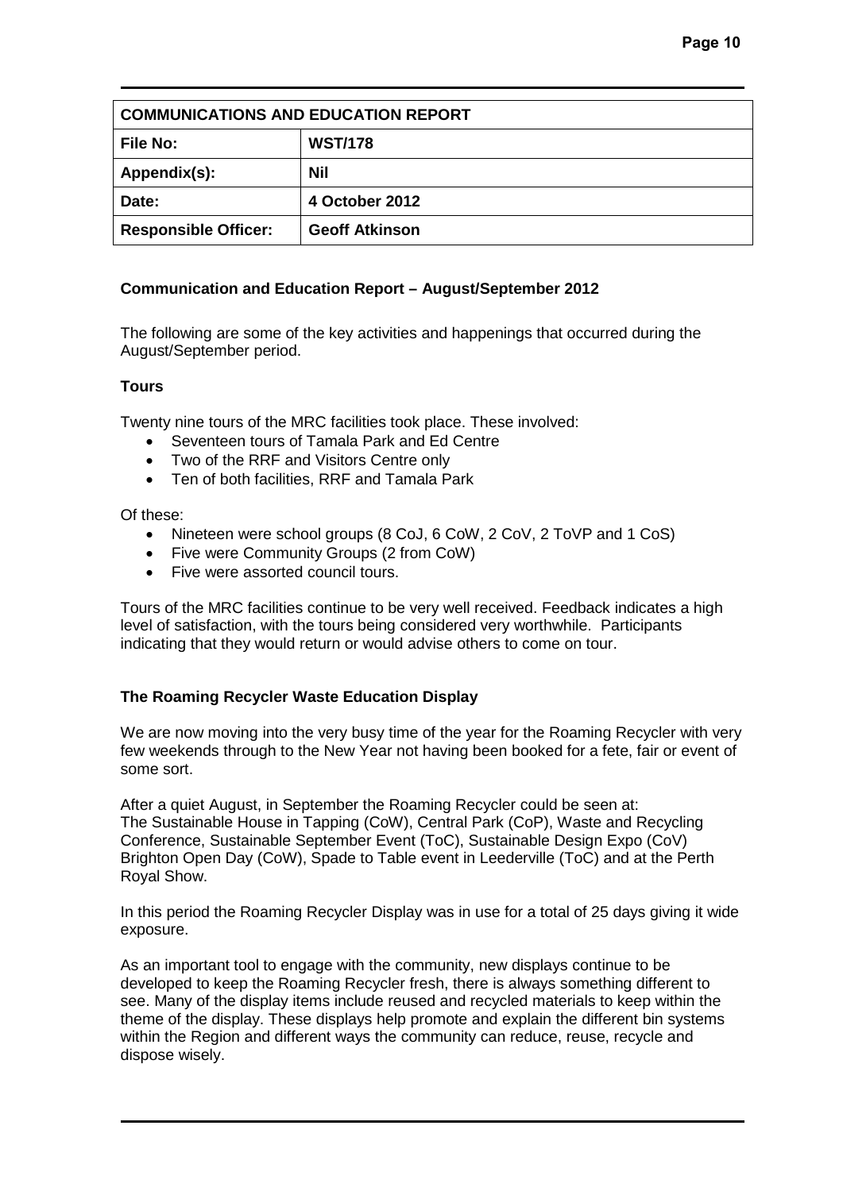| COMMUNICATIONS AND EDUCATION REPORT | |
|---|---|
| **File No:** | **WST/178** |
| **Appendix(s):** | **Nil** |
| **Date:** | **4 October 2012** |
| **Responsible Officer:** | **Geoff Atkinson** |

**Communication and Education Report – August/September 2012**

The following are some of the key activities and happenings that occurred during the August/September period.

**Tours**

Twenty nine tours of the MRC facilities took place. These involved:

- Seventeen tours of Tamala Park and Ed Centre
- Two of the RRF and Visitors Centre only
- Ten of both facilities, RRF and Tamala Park

Of these:

- Nineteen were school groups (8 CoJ, 6 CoW, 2 CoV, 2 ToVP and 1 CoS)
- Five were Community Groups (2 from CoW)
- Five were assorted council tours.

Tours of the MRC facilities continue to be very well received. Feedback indicates a high level of satisfaction, with the tours being considered very worthwhile. Participants indicating that they would return or would advise others to come on tour.

**The Roaming Recycler Waste Education Display**

We are now moving into the very busy time of the year for the Roaming Recycler with very few weekends through to the New Year not having been booked for a fete, fair or event of some sort.

After a quiet August, in September the Roaming Recycler could be seen at: The Sustainable House in Tapping (CoW), Central Park (CoP), Waste and Recycling Conference, Sustainable September Event (ToC), Sustainable Design Expo (CoV) Brighton Open Day (CoW), Spade to Table event in Leederville (ToC) and at the Perth Royal Show.

In this period the Roaming Recycler Display was in use for a total of 25 days giving it wide exposure.

As an important tool to engage with the community, new displays continue to be developed to keep the Roaming Recycler fresh, there is always something different to see. Many of the display items include reused and recycled materials to keep within the theme of the display. These displays help promote and explain the different bin systems within the Region and different ways the community can reduce, reuse, recycle and dispose wisely.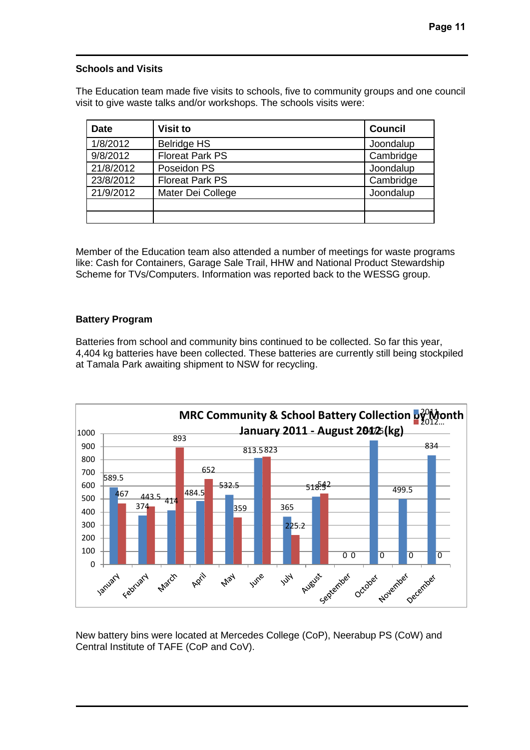### Schools and Visits

The Education team made five visits to schools, five to community groups and one council visit to give waste talks and/or workshops. The schools visits were:

| Date | Visit to | Council |
|---|---|---|
| 1/8/2012 | Belridge HS | Joondalup |
| 9/8/2012 | Floreat Park PS | Cambridge |
| 21/8/2012 | Poseidon PS | Joondalup |
| 23/8/2012 | Floreat Park PS | Cambridge |
| 21/9/2012 | Mater Dei College | Joondalup |
| | | |
| | | |

Member of the Education team also attended a number of meetings for waste programs like: Cash for Containers, Garage Sale Trail, HHW and National Product Stewardship Scheme for TVs/Computers. Information was reported back to the WESSG group.

### Battery Program

Batteries from school and community bins continued to be collected. So far this year, 4,404 kg batteries have been collected. These batteries are currently still being stockpiled at Tamala Park awaiting shipment to NSW for recycling.

**MRC Community & School Battery Collection by Month January 2011 - August 2012 (kg)**

New battery bins were located at Mercedes College (CoP), Neerabup PS (CoW) and Central Institute of TAFE (CoP and CoV).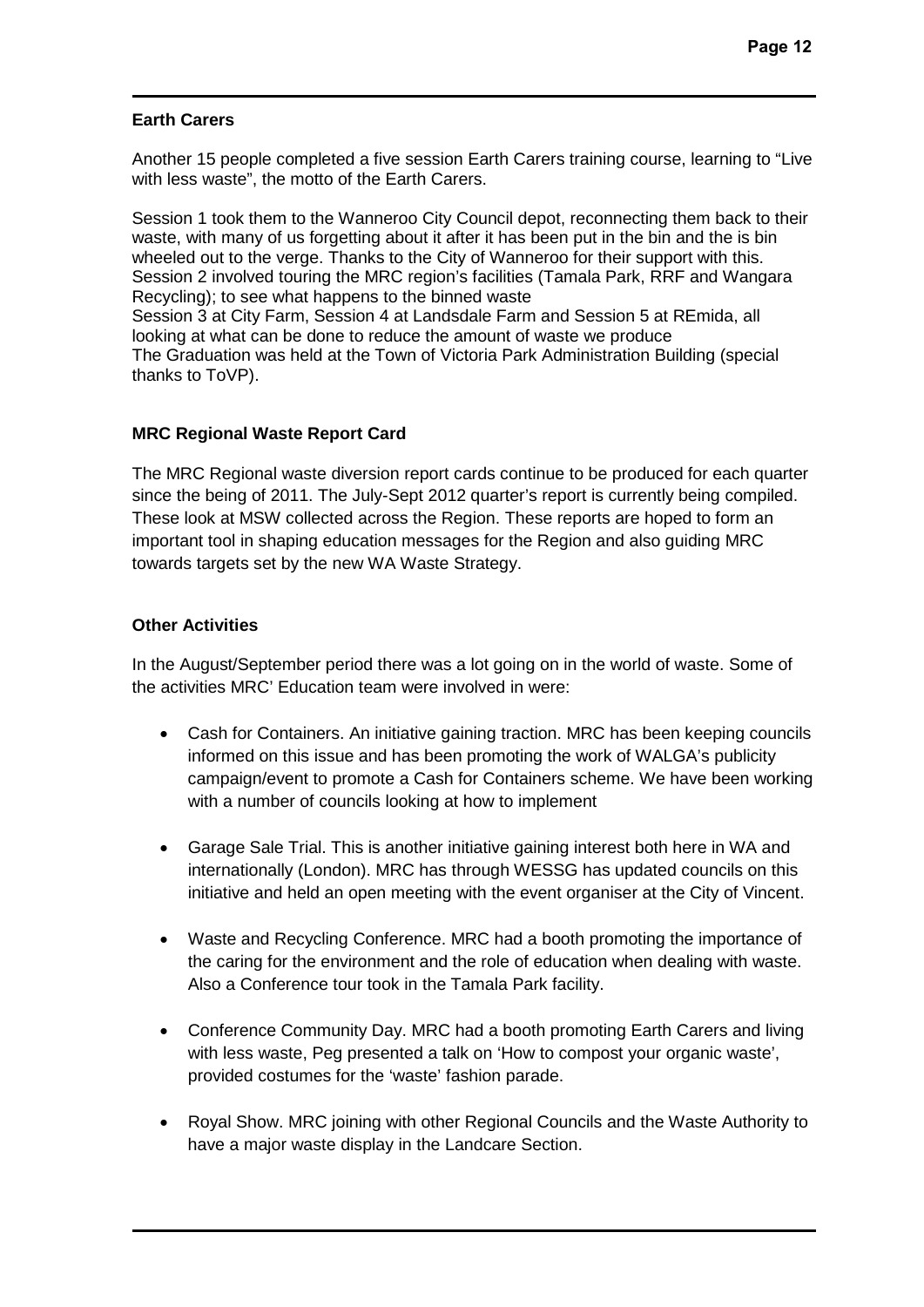**Earth Carers**

Another 15 people completed a five session Earth Carers training course, learning to "Live with less waste", the motto of the Earth Carers.

Session 1 took them to the Wanneroo City Council depot, reconnecting them back to their waste, with many of us forgetting about it after it has been put in the bin and the is bin wheeled out to the verge. Thanks to the City of Wanneroo for their support with this.
Session 2 involved touring the MRC region's facilities (Tamala Park, RRF and Wangara Recycling); to see what happens to the binned waste
Session 3 at City Farm, Session 4 at Landsdale Farm and Session 5 at REmida, all looking at what can be done to reduce the amount of waste we produce
The Graduation was held at the Town of Victoria Park Administration Building (special thanks to ToVP).

**MRC Regional Waste Report Card**

The MRC Regional waste diversion report cards continue to be produced for each quarter since the being of 2011. The July-Sept 2012 quarter's report is currently being compiled. These look at MSW collected across the Region. These reports are hoped to form an important tool in shaping education messages for the Region and also guiding MRC towards targets set by the new WA Waste Strategy.

**Other Activities**

In the August/September period there was a lot going on in the world of waste. Some of the activities MRC' Education team were involved in were:

- Cash for Containers. An initiative gaining traction. MRC has been keeping councils informed on this issue and has been promoting the work of WALGA's publicity campaign/event to promote a Cash for Containers scheme. We have been working with a number of councils looking at how to implement

- Garage Sale Trial. This is another initiative gaining interest both here in WA and internationally (London). MRC has through WESSG has updated councils on this initiative and held an open meeting with the event organiser at the City of Vincent.

- Waste and Recycling Conference. MRC had a booth promoting the importance of the caring for the environment and the role of education when dealing with waste. Also a Conference tour took in the Tamala Park facility.

- Conference Community Day. MRC had a booth promoting Earth Carers and living with less waste, Peg presented a talk on 'How to compost your organic waste', provided costumes for the 'waste' fashion parade.

- Royal Show. MRC joining with other Regional Councils and the Waste Authority to have a major waste display in the Landcare Section.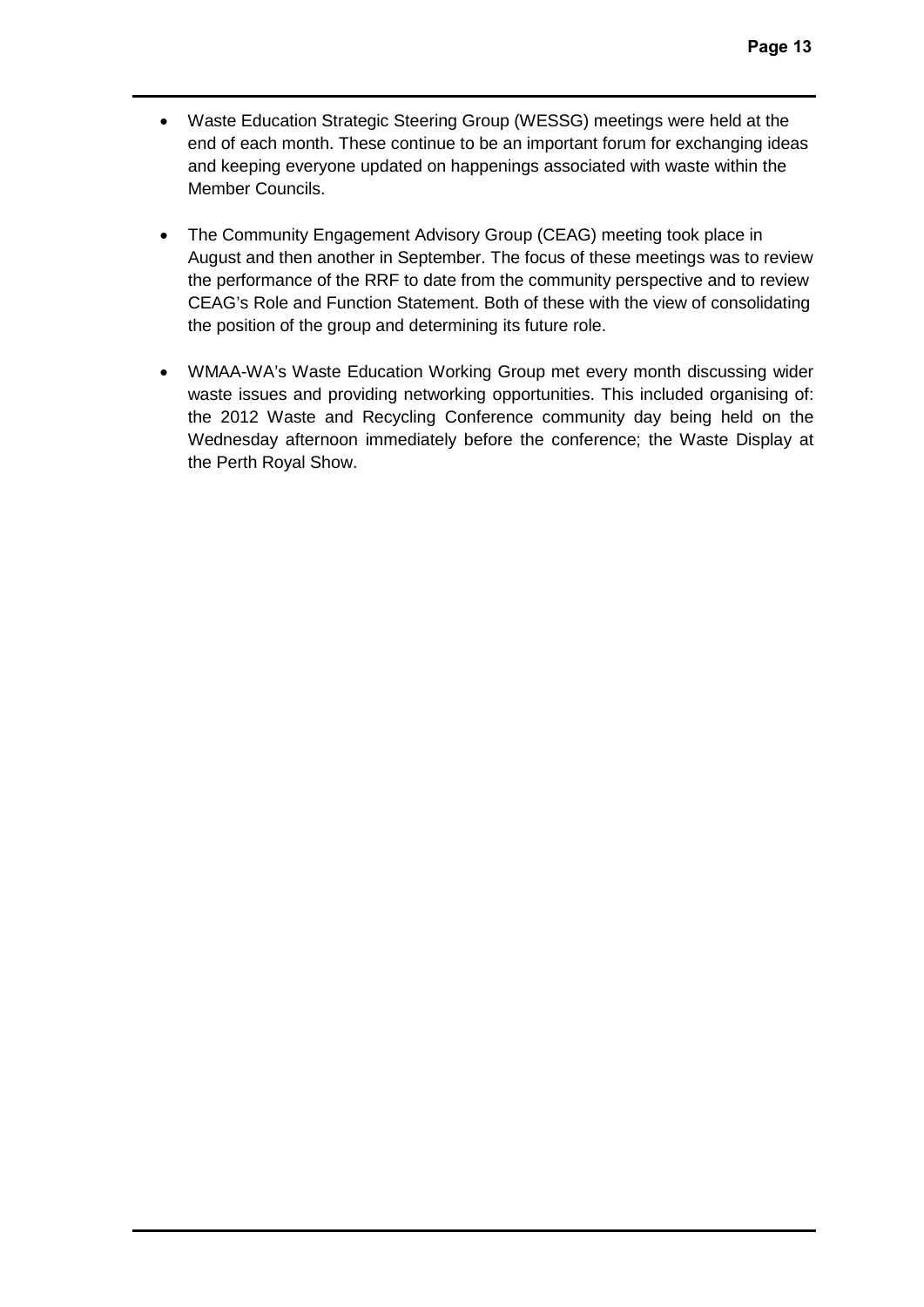- Waste Education Strategic Steering Group (WESSG) meetings were held at the end of each month. These continue to be an important forum for exchanging ideas and keeping everyone updated on happenings associated with waste within the Member Councils.

- The Community Engagement Advisory Group (CEAG) meeting took place in August and then another in September. The focus of these meetings was to review the performance of the RRF to date from the community perspective and to review CEAG's Role and Function Statement. Both of these with the view of consolidating the position of the group and determining its future role.

- WMAA-WA's Waste Education Working Group met every month discussing wider waste issues and providing networking opportunities. This included organising of: the 2012 Waste and Recycling Conference community day being held on the Wednesday afternoon immediately before the conference; the Waste Display at the Perth Royal Show.